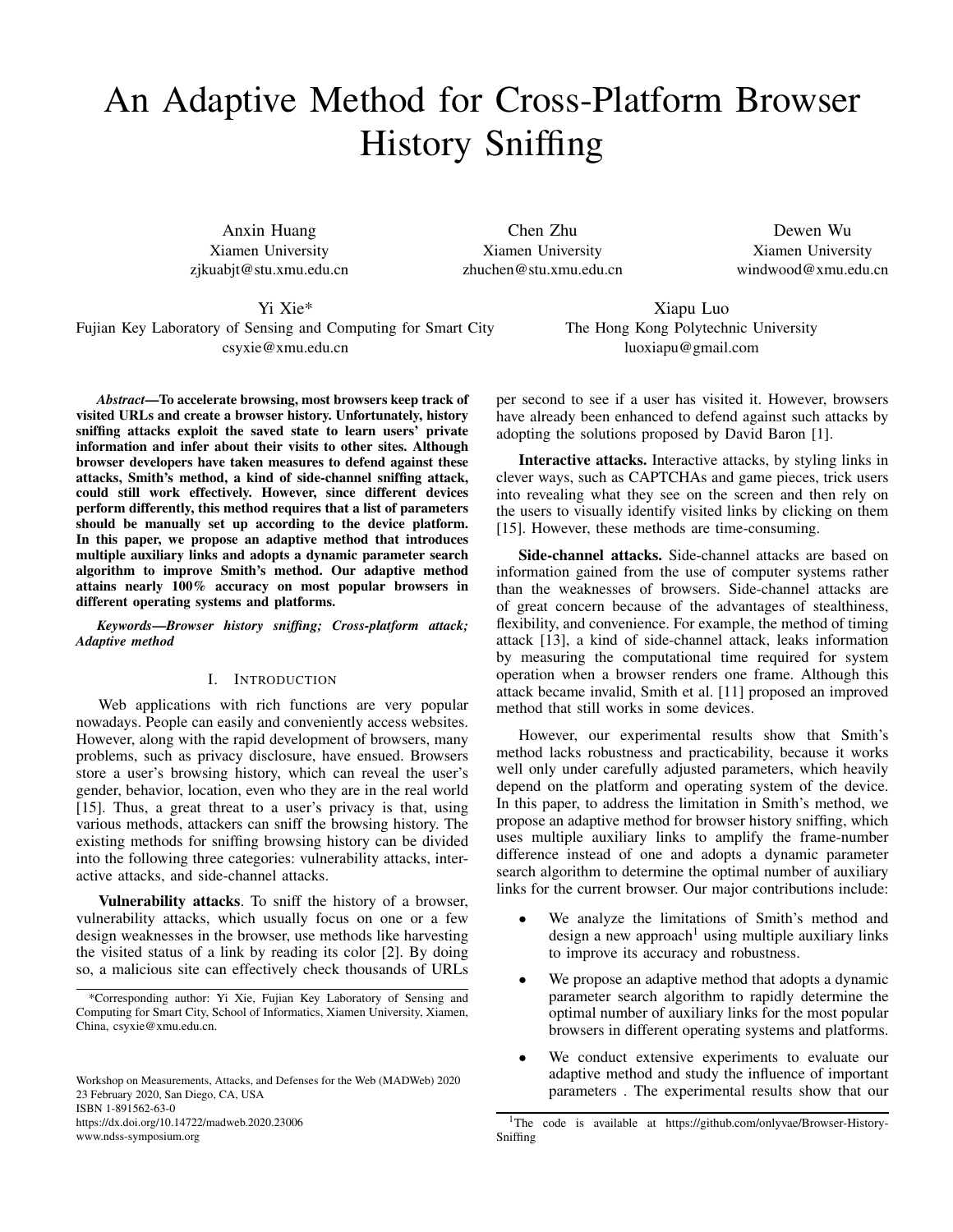# An Adaptive Method for Cross-Platform Browser History Sniffing

Anxin Huang
Xiamen University
zjkuabjt@stu.xmu.edu.cn

Chen Zhu
Xiamen University
zhuchen@stu.xmu.edu.cn

Dewen Wu
Xiamen University
windwood@xmu.edu.cn

Yi Xie*
Fujian Key Laboratory of Sensing and Computing for Smart City
csyxie@xmu.edu.cn

Xiapu Luo
The Hong Kong Polytechnic University
luoxiapu@gmail.com

***Abstract*—To accelerate browsing, most browsers keep track of visited URLs and create a browser history. Unfortunately, history sniffing attacks exploit the saved state to learn users' private information and infer about their visits to other sites. Although browser developers have taken measures to defend against these attacks, Smith's method, a kind of side-channel sniffing attack, could still work effectively. However, since different devices perform differently, this method requires that a list of parameters should be manually set up according to the device platform. In this paper, we propose an adaptive method that introduces multiple auxiliary links and adopts a dynamic parameter search algorithm to improve Smith's method. Our adaptive method attains nearly 100% accuracy on most popular browsers in different operating systems and platforms.**

***Keywords*—*Browser history sniffing; Cross-platform attack; Adaptive method***

## I. Introduction

Web applications with rich functions are very popular nowadays. People can easily and conveniently access websites. However, along with the rapid development of browsers, many problems, such as privacy disclosure, have ensued. Browsers store a user's browsing history, which can reveal the user's gender, behavior, location, even who they are in the real world [15]. Thus, a great threat to a user's privacy is that, using various methods, attackers can sniff the browsing history. The existing methods for sniffing browsing history can be divided into the following three categories: vulnerability attacks, interactive attacks, and side-channel attacks.

**Vulnerability attacks**. To sniff the history of a browser, vulnerability attacks, which usually focus on one or a few design weaknesses in the browser, use methods like harvesting the visited status of a link by reading its color [2]. By doing so, a malicious site can effectively check thousands of URLs per second to see if a user has visited it. However, browsers have already been enhanced to defend against such attacks by adopting the solutions proposed by David Baron [1].

**Interactive attacks.** Interactive attacks, by styling links in clever ways, such as CAPTCHAs and game pieces, trick users into revealing what they see on the screen and then rely on the users to visually identify visited links by clicking on them [15]. However, these methods are time-consuming.

**Side-channel attacks.** Side-channel attacks are based on information gained from the use of computer systems rather than the weaknesses of browsers. Side-channel attacks are of great concern because of the advantages of stealthiness, flexibility, and convenience. For example, the method of timing attack [13], a kind of side-channel attack, leaks information by measuring the computational time required for system operation when a browser renders one frame. Although this attack became invalid, Smith et al. [11] proposed an improved method that still works in some devices.

However, our experimental results show that Smith's method lacks robustness and practicability, because it works well only under carefully adjusted parameters, which heavily depend on the platform and operating system of the device. In this paper, to address the limitation in Smith's method, we propose an adaptive method for browser history sniffing, which uses multiple auxiliary links to amplify the frame-number difference instead of one and adopts a dynamic parameter search algorithm to determine the optimal number of auxiliary links for the current browser. Our major contributions include:

- We analyze the limitations of Smith's method and design a new approach[1] using multiple auxiliary links to improve its accuracy and robustness.
- We propose an adaptive method that adopts a dynamic parameter search algorithm to rapidly determine the optimal number of auxiliary links for the most popular browsers in different operating systems and platforms.
- We conduct extensive experiments to evaluate our adaptive method and study the influence of important parameters . The experimental results show that our

*Corresponding author: Yi Xie, Fujian Key Laboratory of Sensing and Computing for Smart City, School of Informatics, Xiamen University, Xiamen, China, csyxie@xmu.edu.cn.

[1]The code is available at https://github.com/onlyvae/Browser-History-Sniffing

Workshop on Measurements, Attacks, and Defenses for the Web (MADWeb) 2020
23 February 2020, San Diego, CA, USA
ISBN 1-891562-63-0
https://dx.doi.org/10.14722/madweb.2020.23006
www.ndss-symposium.org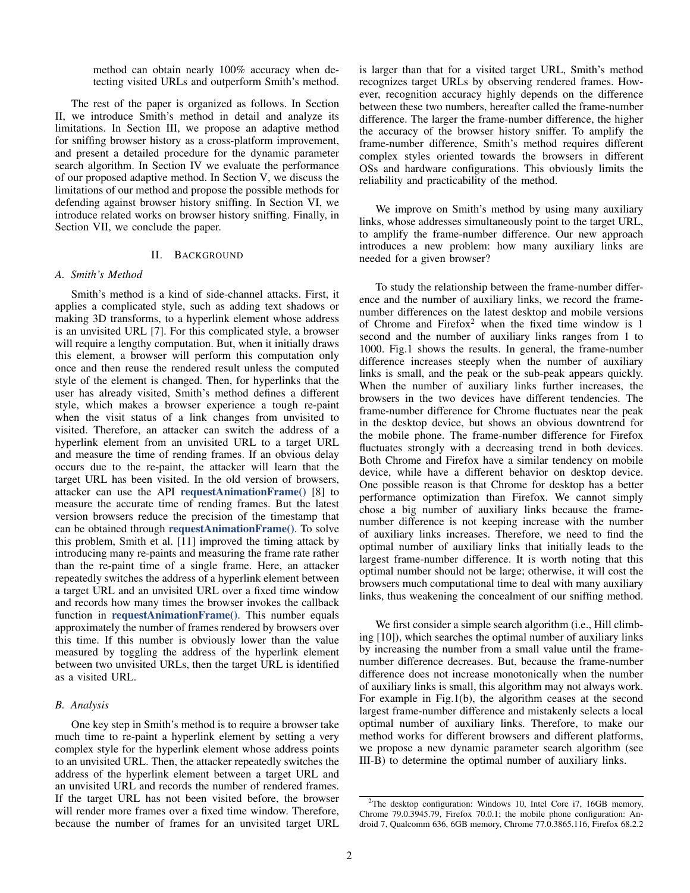method can obtain nearly 100% accuracy when detecting visited URLs and outperform Smith's method.

The rest of the paper is organized as follows. In Section II, we introduce Smith's method in detail and analyze its limitations. In Section III, we propose an adaptive method for sniffing browser history as a cross-platform improvement, and present a detailed procedure for the dynamic parameter search algorithm. In Section IV we evaluate the performance of our proposed adaptive method. In Section V, we discuss the limitations of our method and propose the possible methods for defending against browser history sniffing. In Section VI, we introduce related works on browser history sniffing. Finally, in Section VII, we conclude the paper.

## II. Background

### A. Smith's Method

Smith's method is a kind of side-channel attacks. First, it applies a complicated style, such as adding text shadows or making 3D transforms, to a hyperlink element whose address is an unvisited URL [7]. For this complicated style, a browser will require a lengthy computation. But, when it initially draws this element, a browser will perform this computation only once and then reuse the rendered result unless the computed style of the element is changed. Then, for hyperlinks that the user has already visited, Smith's method defines a different style, which makes a browser experience a tough re-paint when the visit status of a link changes from unvisited to visited. Therefore, an attacker can switch the address of a hyperlink element from an unvisited URL to a target URL and measure the time of rending frames. If an obvious delay occurs due to the re-paint, the attacker will learn that the target URL has been visited. In the old version of browsers, attacker can use the API **requestAnimationFrame()** [8] to measure the accurate time of rending frames. But the latest version browsers reduce the precision of the timestamp that can be obtained through **requestAnimationFrame()**. To solve this problem, Smith et al. [11] improved the timing attack by introducing many re-paints and measuring the frame rate rather than the re-paint time of a single frame. Here, an attacker repeatedly switches the address of a hyperlink element between a target URL and an unvisited URL over a fixed time window and records how many times the browser invokes the callback function in **requestAnimationFrame()**. This number equals approximately the number of frames rendered by browsers over this time. If this number is obviously lower than the value measured by toggling the address of the hyperlink element between two unvisited URLs, then the target URL is identified as a visited URL.

### B. Analysis

One key step in Smith's method is to require a browser take much time to re-paint a hyperlink element by setting a very complex style for the hyperlink element whose address points to an unvisited URL. Then, the attacker repeatedly switches the address of the hyperlink element between a target URL and an unvisited URL and records the number of rendered frames. If the target URL has not been visited before, the browser will render more frames over a fixed time window. Therefore, because the number of frames for an unvisited target URL is larger than that for a visited target URL, Smith's method recognizes target URLs by observing rendered frames. However, recognition accuracy highly depends on the difference between these two numbers, hereafter called the frame-number difference. The larger the frame-number difference, the higher the accuracy of the browser history sniffer. To amplify the frame-number difference, Smith's method requires different complex styles oriented towards the browsers in different OSs and hardware configurations. This obviously limits the reliability and practicability of the method.

We improve on Smith's method by using many auxiliary links, whose addresses simultaneously point to the target URL, to amplify the frame-number difference. Our new approach introduces a new problem: how many auxiliary links are needed for a given browser?

To study the relationship between the frame-number difference and the number of auxiliary links, we record the frame-number differences on the latest desktop and mobile versions of Chrome and Firefox[2] when the fixed time window is 1 second and the number of auxiliary links ranges from 1 to 1000. Fig.1 shows the results. In general, the frame-number difference increases steeply when the number of auxiliary links is small, and the peak or the sub-peak appears quickly. When the number of auxiliary links further increases, the browsers in the two devices have different tendencies. The frame-number difference for Chrome fluctuates near the peak in the desktop device, but shows an obvious downtrend for the mobile phone. The frame-number difference for Firefox fluctuates strongly with a decreasing trend in both devices. Both Chrome and Firefox have a similar tendency on mobile device, while have a different behavior on desktop device. One possible reason is that Chrome for desktop has a better performance optimization than Firefox. We cannot simply chose a big number of auxiliary links because the frame-number difference is not keeping increase with the number of auxiliary links increases. Therefore, we need to find the optimal number of auxiliary links that initially leads to the largest frame-number difference. It is worth noting that this optimal number should not be large; otherwise, it will cost the browsers much computational time to deal with many auxiliary links, thus weakening the concealment of our sniffing method.

We first consider a simple search algorithm (i.e., Hill climbing [10]), which searches the optimal number of auxiliary links by increasing the number from a small value until the frame-number difference decreases. But, because the frame-number difference does not increase monotonically when the number of auxiliary links is small, this algorithm may not always work. For example in Fig.1(b), the algorithm ceases at the second largest frame-number difference and mistakenly selects a local optimal number of auxiliary links. Therefore, to make our method works for different browsers and different platforms, we propose a new dynamic parameter search algorithm (see III-B) to determine the optimal number of auxiliary links.

[2] The desktop configuration: Windows 10, Intel Core i7, 16GB memory, Chrome 79.0.3945.79, Firefox 70.0.1; the mobile phone configuration: Android 7, Qualcomm 636, 6GB memory, Chrome 77.0.3865.116, Firefox 68.2.2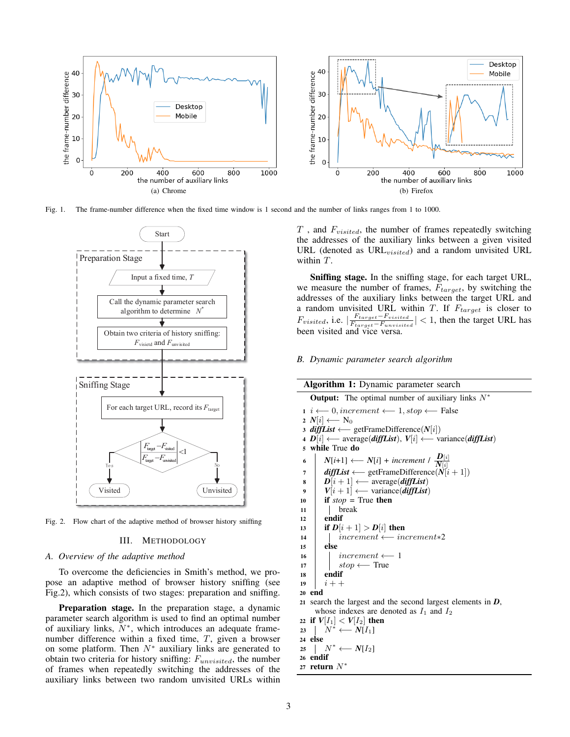Fig. 1. The frame-number difference when the fixed time window is 1 second and the number of links ranges from 1 to 1000.

Fig. 2. Flow chart of the adaptive method of browser history sniffing

## III. Methodology

### A. Overview of the adaptive method

To overcome the deficiencies in Smith's method, we propose an adaptive method of browser history sniffing (see Fig.2), which consists of two stages: preparation and sniffing.

**Preparation stage.** In the preparation stage, a dynamic parameter search algorithm is used to find an optimal number of auxiliary links, $N^*$, which introduces an adequate frame-number difference within a fixed time, $T$, given a browser on some platform. Then $N^*$ auxiliary links are generated to obtain two criteria for history sniffing: $F_{unvisited}$, the number of frames when repeatedly switching the addresses of the auxiliary links between two random unvisited URLs within $T$, and $F_{visited}$, the number of frames repeatedly switching the addresses of the auxiliary links between a given visited URL (denoted as $\text{URL}_{visited}$) and a random unvisited URL within $T$.

**Sniffing stage.** In the sniffing stage, for each target URL, we measure the number of frames, $F_{target}$, by switching the addresses of the auxiliary links between the target URL and a random unvisited URL within $T$. If $F_{target}$ is closer to $F_{visited}$, i.e. $|\frac{F_{target}-F_{visited}}{F_{target}-F_{unvisited}}| < 1$, then the target URL has been visited and vice versa.

### B. Dynamic parameter search algorithm

**Algorithm 1:** Dynamic parameter search

**Output:** The optimal number of auxiliary links $N^*$

```
1  i ⟵ 0, increment ⟵ 1, stop ⟵ False
2  N[i] ⟵ N0
3  diffList ⟵ getFrameDifference(N[i])
4  D[i] ⟵ average(diffList), V[i] ⟵ variance(diffList)
5  while True do
6      N[i+1] ⟵ N[i] + increment / (D[i] / N[i])
7      diffList ⟵ getFrameDifference(N[i + 1])
8      D[i + 1] ⟵ average(diffList)
9      V[i + 1] ⟵ variance(diffList)
10     if stop = True then
11         break
12     endif
13     if D[i + 1] > D[i] then
14         increment ⟵ increment*2
15     else
16         increment ⟵ 1
17         stop ⟵ True
18     endif
19     i++
20 end
21 search the largest and the second largest elements in D,
   whose indexes are denoted as I1 and I2
22 if V[I1] < V[I2] then
23     N* ⟵ N[I1]
24 else
25     N* ⟵ N[I2]
26 endif
27 return N*
```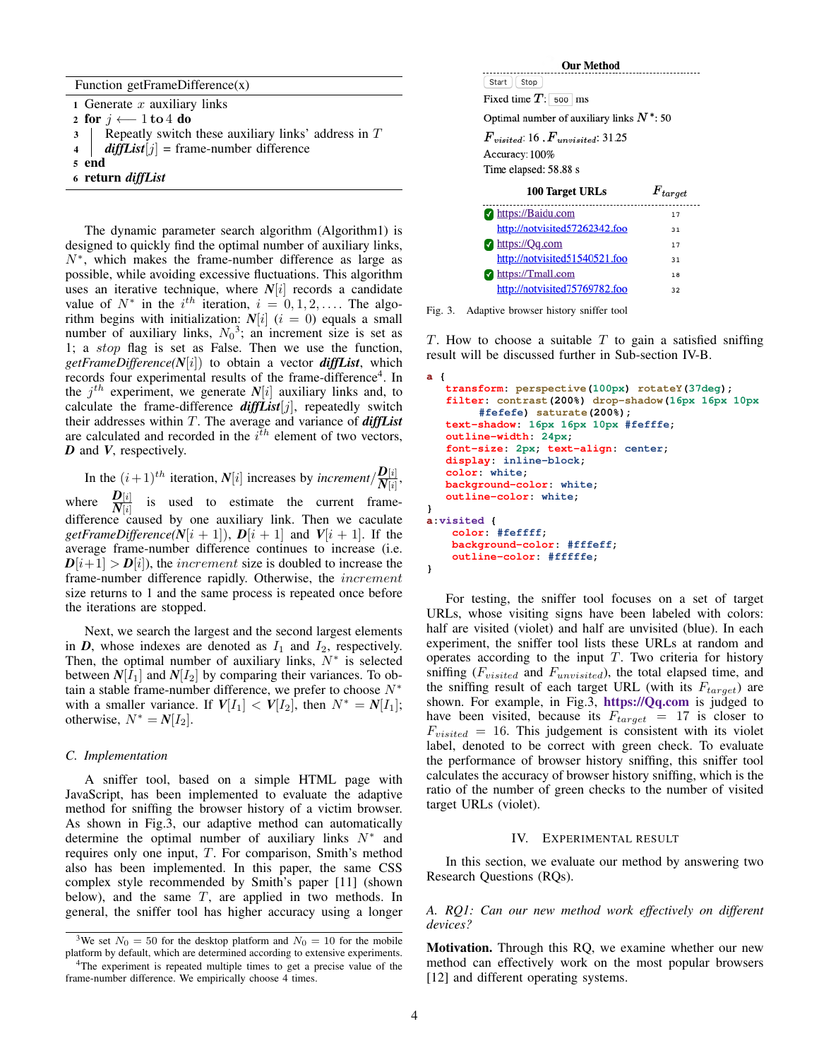Function getFrameDifference(x)

```
1 Generate x auxiliary links
2 for j ⟵ 1 to 4 do
3     Repeatly switch these auxiliary links' address in T
4     diffList[j] = frame-number difference
5 end
6 return diffList
```

The dynamic parameter search algorithm (Algorithm1) is designed to quickly find the optimal number of auxiliary links, $N^*$, which makes the frame-number difference as large as possible, while avoiding excessive fluctuations. This algorithm uses an iterative technique, where $\boldsymbol{N}[i]$ records a candidate value of $N^*$ in the $i^{th}$ iteration, $i = 0, 1, 2, \ldots$. The algorithm begins with initialization: $\boldsymbol{N}[i]$ $(i = 0)$ equals a small number of auxiliary links, $N_0$[3]; an increment size is set as 1; a *stop* flag is set as False. Then we use the function, *getFrameDifference*($\boldsymbol{N}[i]$) to obtain a vector ***diffList***, which records four experimental results of the frame-difference[4]. In the $j^{th}$ experiment, we generate $\boldsymbol{N}[i]$ auxiliary links and, to calculate the frame-difference ***diffList***$[j]$, repeatedly switch their addresses within $T$. The average and variance of ***diffList*** are calculated and recorded in the $i^{th}$ element of two vectors, $\boldsymbol{D}$ and $\boldsymbol{V}$, respectively.

In the $(i+1)^{th}$ iteration, $\boldsymbol{N}[i]$ increases by $increment/\frac{\boldsymbol{D}[i]}{\boldsymbol{N}[i]}$, where $\frac{\boldsymbol{D}[i]}{\boldsymbol{N}[i]}$ is used to estimate the current frame-difference caused by one auxiliary link. Then we caculate *getFrameDifference*($\boldsymbol{N}[i+1]$), $\boldsymbol{D}[i+1]$ and $\boldsymbol{V}[i+1]$. If the average frame-number difference continues to increase (i.e. $\boldsymbol{D}[i+1] > \boldsymbol{D}[i]$), the $increment$ size is doubled to increase the frame-number difference rapidly. Otherwise, the $increment$ size returns to 1 and the same process is repeated once before the iterations are stopped.

Next, we search the largest and the second largest elements in $\boldsymbol{D}$, whose indexes are denoted as $I_1$ and $I_2$, respectively. Then, the optimal number of auxiliary links, $N^*$ is selected between $\boldsymbol{N}[I_1]$ and $\boldsymbol{N}[I_2]$ by comparing their variances. To obtain a stable frame-number difference, we prefer to choose $N^*$ with a smaller variance. If $\boldsymbol{V}[I_1] < \boldsymbol{V}[I_2]$, then $N^* = \boldsymbol{N}[I_1]$; otherwise, $N^* = \boldsymbol{N}[I_2]$.

### C. Implementation

A sniffer tool, based on a simple HTML page with JavaScript, has been implemented to evaluate the adaptive method for sniffing the browser history of a victim browser. As shown in Fig.3, our adaptive method can automatically determine the optimal number of auxiliary links $N^*$ and requires only one input, $T$. For comparison, Smith's method also has been implemented. In this paper, the same CSS complex style recommended by Smith's paper [11] (shown below), and the same $T$, are applied in two methods. In general, the sniffer tool has higher accuracy using a longer $T$. How to choose a suitable $T$ to gain a satisfied sniffing result will be discussed further in Sub-section IV-B.

[3]We set $N_0 = 50$ for the desktop platform and $N_0 = 10$ for the mobile platform by default, which are determined according to extensive experiments.

[4]The experiment is repeated multiple times to get a precise value of the frame-number difference. We empirically choose 4 times.

**Our Method**

Start | Stop

Fixed time $T$: 500 ms

Optimal number of auxiliary links $N^*$: 50

$F_{visited}$: 16 , $F_{unvisited}$: 31.25

Accuracy: 100%

Time elapsed: 58.88 s

| 100 Target URLs | $F_{target}$ |
|---|---|
| ✓ https://Baidu.com | 17 |
| http://notvisited57262342.foo | 31 |
| ✓ https://Qq.com | 17 |
| http://notvisited51540521.foo | 31 |
| ✓ https://Tmall.com | 18 |
| http://notvisited75769782.foo | 32 |

Fig. 3. Adaptive browser history sniffer tool

```
a {
   transform: perspective(100px) rotateY(37deg);
   filter: contrast(200%) drop-shadow(16px 16px 10px
        #fefefe) saturate(200%);
   text-shadow: 16px 16px 10px #fefffe;
   outline-width: 24px;
   font-size: 2px; text-align: center;
   display: inline-block;
   color: white;
   background-color: white;
   outline-color: white;
}
a:visited {
    color: #feffff;
    background-color: #fffeff;
    outline-color: #fffffe;
}
```

For testing, the sniffer tool focuses on a set of target URLs, whose visiting signs have been labeled with colors: half are visited (violet) and half are unvisited (blue). In each experiment, the sniffer tool lists these URLs at random and operates according to the input $T$. Two criteria for history sniffing ($F_{visited}$ and $F_{unvisited}$), the total elapsed time, and the sniffing result of each target URL (with its $F_{target}$) are shown. For example, in Fig.3, **https://Qq.com** is judged to have been visited, because its $F_{target} = 17$ is closer to $F_{visited} = 16$. This judgement is consistent with its violet label, denoted to be correct with green check. To evaluate the performance of browser history sniffing, this sniffer tool calculates the accuracy of browser history sniffing, which is the ratio of the number of green checks to the number of visited target URLs (violet).

## IV. Experimental Result

In this section, we evaluate our method by answering two Research Questions (RQs).

### A. RQ1: Can our new method work effectively on different devices?

**Motivation.** Through this RQ, we examine whether our new method can effectively work on the most popular browsers [12] and different operating systems.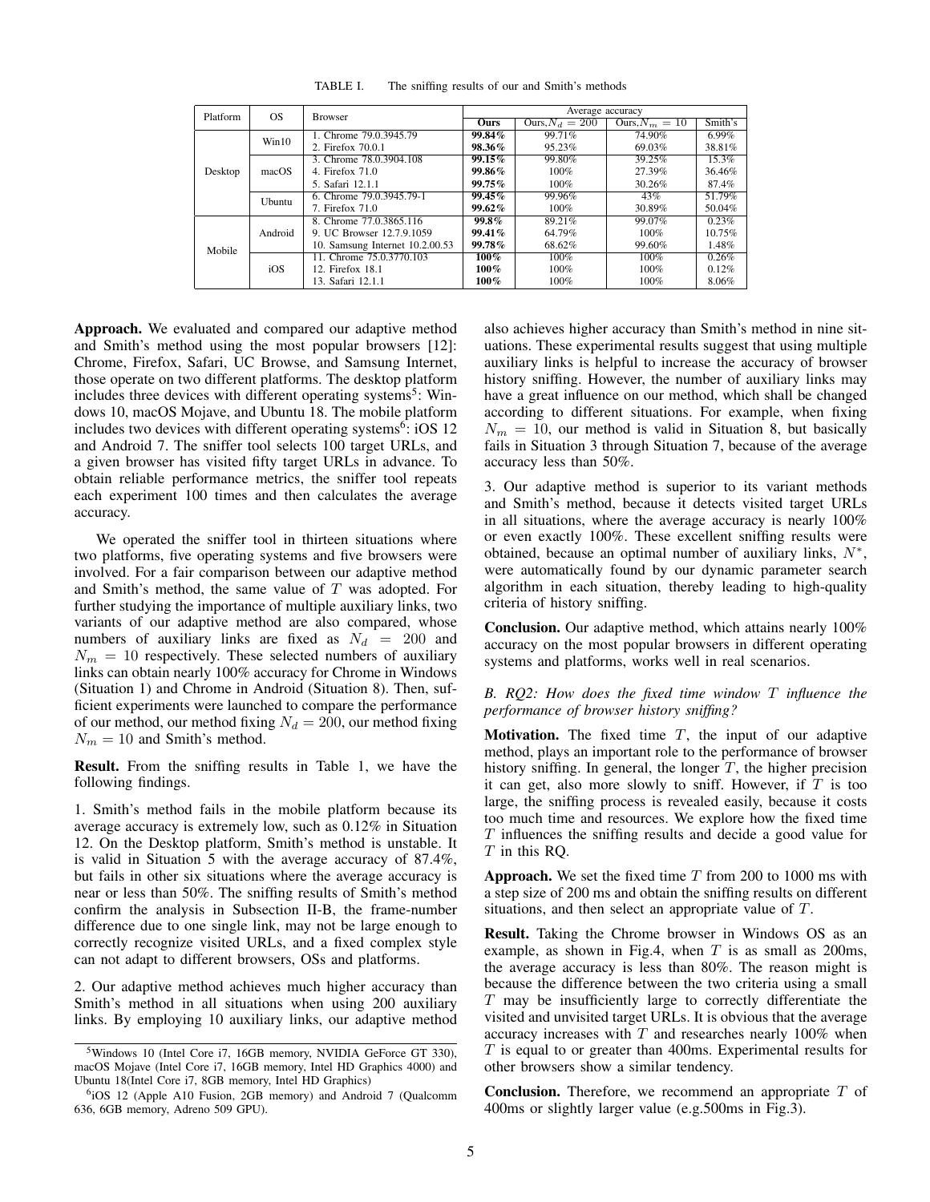TABLE I. The sniffing results of our and Smith's methods

| Platform | OS | Browser | Average accuracy | | | |
|---|---|---|---|---|---|---|
| | | | **Ours** | Ours, $N_d = 200$ | Ours, $N_m = 10$ | Smith's |
| Desktop | Win10 | 1. Chrome 79.0.3945.79 | **99.84%** | 99.71% | 74.90% | 6.99% |
| | | 2. Firefox 70.0.1 | **98.36%** | 95.23% | 69.03% | 38.81% |
| | macOS | 3. Chrome 78.0.3904.108 | **99.15%** | 99.80% | 39.25% | 15.3% |
| | | 4. Firefox 71.0 | **99.86%** | 100% | 27.39% | 36.46% |
| | | 5. Safari 12.1.1 | **99.75%** | 100% | 30.26% | 87.4% |
| | Ubuntu | 6. Chrome 79.0.3945.79-1 | **99.45%** | 99.96% | 43% | 51.79% |
| | | 7. Firefox 71.0 | **99.62%** | 100% | 30.89% | 50.04% |
| Mobile | Android | 8. Chrome 77.0.3865.116 | **99.8%** | 89.21% | 99.07% | 0.23% |
| | | 9. UC Browser 12.7.9.1059 | **99.41%** | 64.79% | 100% | 10.75% |
| | | 10. Samsung Internet 10.2.00.53 | **99.78%** | 68.62% | 99.60% | 1.48% |
| | iOS | 11. Chrome 75.0.3770.103 | **100%** | 100% | 100% | 0.26% |
| | | 12. Firefox 18.1 | **100%** | 100% | 100% | 0.12% |
| | | 13. Safari 12.1.1 | **100%** | 100% | 100% | 8.06% |

**Approach.** We evaluated and compared our adaptive method and Smith's method using the most popular browsers [12]: Chrome, Firefox, Safari, UC Browse, and Samsung Internet, those operate on two different platforms. The desktop platform includes three devices with different operating systems[5]: Windows 10, macOS Mojave, and Ubuntu 18. The mobile platform includes two devices with different operating systems[6]: iOS 12 and Android 7. The sniffer tool selects 100 target URLs, and a given browser has visited fifty target URLs in advance. To obtain reliable performance metrics, the sniffer tool repeats each experiment 100 times and then calculates the average accuracy.

We operated the sniffer tool in thirteen situations where two platforms, five operating systems and five browsers were involved. For a fair comparison between our adaptive method and Smith's method, the same value of $T$ was adopted. For further studying the importance of multiple auxiliary links, two variants of our adaptive method are also compared, whose numbers of auxiliary links are fixed as $N_d = 200$ and $N_m = 10$ respectively. These selected numbers of auxiliary links can obtain nearly 100% accuracy for Chrome in Windows (Situation 1) and Chrome in Android (Situation 8). Then, sufficient experiments were launched to compare the performance of our method, our method fixing $N_d = 200$, our method fixing $N_m = 10$ and Smith's method.

**Result.** From the sniffing results in Table 1, we have the following findings.

1. Smith's method fails in the mobile platform because its average accuracy is extremely low, such as 0.12% in Situation 12. On the Desktop platform, Smith's method is unstable. It is valid in Situation 5 with the average accuracy of 87.4%, but fails in other six situations where the average accuracy is near or less than 50%. The sniffing results of Smith's method confirm the analysis in Subsection II-B, the frame-number difference due to one single link, may not be large enough to correctly recognize visited URLs, and a fixed complex style can not adapt to different browsers, OSs and platforms.

2. Our adaptive method achieves much higher accuracy than Smith's method in all situations when using 200 auxiliary links. By employing 10 auxiliary links, our adaptive method also achieves higher accuracy than Smith's method in nine situations. These experimental results suggest that using multiple auxiliary links is helpful to increase the accuracy of browser history sniffing. However, the number of auxiliary links may have a great influence on our method, which shall be changed according to different situations. For example, when fixing $N_m = 10$, our method is valid in Situation 8, but basically fails in Situation 3 through Situation 7, because of the average accuracy less than 50%.

3. Our adaptive method is superior to its variant methods and Smith's method, because it detects visited target URLs in all situations, where the average accuracy is nearly 100% or even exactly 100%. These excellent sniffing results were obtained, because an optimal number of auxiliary links, $N^*$, were automatically found by our dynamic parameter search algorithm in each situation, thereby leading to high-quality criteria of history sniffing.

**Conclusion.** Our adaptive method, which attains nearly 100% accuracy on the most popular browsers in different operating systems and platforms, works well in real scenarios.

### *B. RQ2: How does the fixed time window $T$ influence the performance of browser history sniffing?*

**Motivation.** The fixed time $T$, the input of our adaptive method, plays an important role to the performance of browser history sniffing. In general, the longer $T$, the higher precision it can get, also more slowly to sniff. However, if $T$ is too large, the sniffing process is revealed easily, because it costs too much time and resources. We explore how the fixed time $T$ influences the sniffing results and decide a good value for $T$ in this RQ.

**Approach.** We set the fixed time $T$ from 200 to 1000 ms with a step size of 200 ms and obtain the sniffing results on different situations, and then select an appropriate value of $T$.

**Result.** Taking the Chrome browser in Windows OS as an example, as shown in Fig.4, when $T$ is as small as 200ms, the average accuracy is less than 80%. The reason might is because the difference between the two criteria using a small $T$ may be insufficiently large to correctly differentiate the visited and unvisited target URLs. It is obvious that the average accuracy increases with $T$ and researches nearly 100% when $T$ is equal to or greater than 400ms. Experimental results for other browsers show a similar tendency.

**Conclusion.** Therefore, we recommend an appropriate $T$ of 400ms or slightly larger value (e.g.500ms in Fig.3).

[5] Windows 10 (Intel Core i7, 16GB memory, NVIDIA GeForce GT 330), macOS Mojave (Intel Core i7, 16GB memory, Intel HD Graphics 4000) and Ubuntu 18(Intel Core i7, 8GB memory, Intel HD Graphics)

[6] iOS 12 (Apple A10 Fusion, 2GB memory) and Android 7 (Qualcomm 636, 6GB memory, Adreno 509 GPU).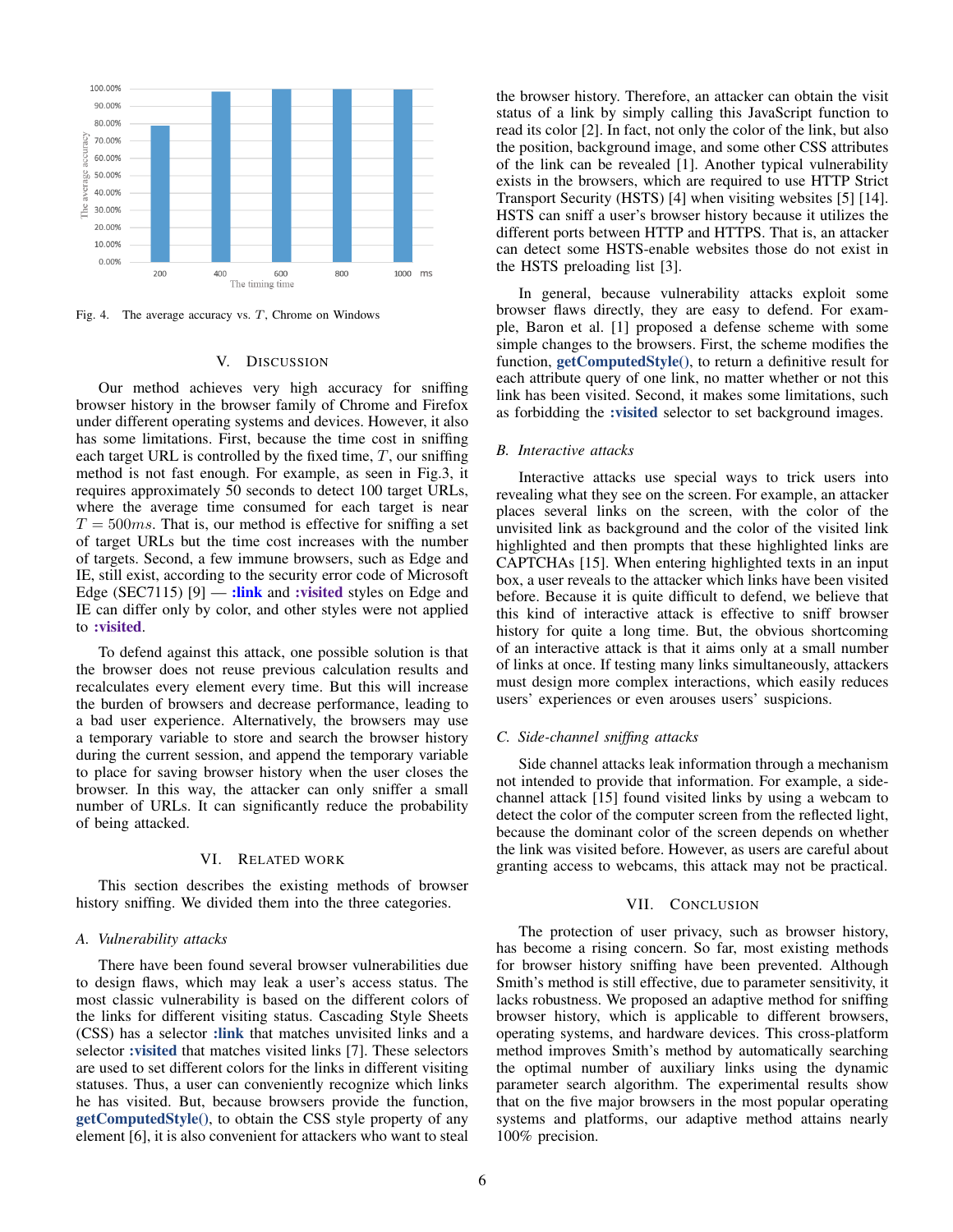Fig. 4. The average accuracy vs. $T$, Chrome on Windows

## V. Discussion

Our method achieves very high accuracy for sniffing browser history in the browser family of Chrome and Firefox under different operating systems and devices. However, it also has some limitations. First, because the time cost in sniffing each target URL is controlled by the fixed time, $T$, our sniffing method is not fast enough. For example, as seen in Fig.3, it requires approximately 50 seconds to detect 100 target URLs, where the average time consumed for each target is near $T = 500ms$. That is, our method is effective for sniffing a set of target URLs but the time cost increases with the number of targets. Second, a few immune browsers, such as Edge and IE, still exist, according to the security error code of Microsoft Edge (SEC7115) [9] — **:link** and **:visited** styles on Edge and IE can differ only by color, and other styles were not applied to **:visited**.

To defend against this attack, one possible solution is that the browser does not reuse previous calculation results and recalculates every element every time. But this will increase the burden of browsers and decrease performance, leading to a bad user experience. Alternatively, the browsers may use a temporary variable to store and search the browser history during the current session, and append the temporary variable to place for saving browser history when the user closes the browser. In this way, the attacker can only sniffer a small number of URLs. It can significantly reduce the probability of being attacked.

## VI. Related work

This section describes the existing methods of browser history sniffing. We divided them into the three categories.

### A. Vulnerability attacks

There have been found several browser vulnerabilities due to design flaws, which may leak a user's access status. The most classic vulnerability is based on the different colors of the links for different visiting status. Cascading Style Sheets (CSS) has a selector **:link** that matches unvisited links and a selector **:visited** that matches visited links [7]. These selectors are used to set different colors for the links in different visiting statuses. Thus, a user can conveniently recognize which links he has visited. But, because browsers provide the function, **getComputedStyle()**, to obtain the CSS style property of any element [6], it is also convenient for attackers who want to steal the browser history. Therefore, an attacker can obtain the visit status of a link by simply calling this JavaScript function to read its color [2]. In fact, not only the color of the link, but also the position, background image, and some other CSS attributes of the link can be revealed [1]. Another typical vulnerability exists in the browsers, which are required to use HTTP Strict Transport Security (HSTS) [4] when visiting websites [5] [14]. HSTS can sniff a user's browser history because it utilizes the different ports between HTTP and HTTPS. That is, an attacker can detect some HSTS-enable websites those do not exist in the HSTS preloading list [3].

In general, because vulnerability attacks exploit some browser flaws directly, they are easy to defend. For example, Baron et al. [1] proposed a defense scheme with some simple changes to the browsers. First, the scheme modifies the function, **getComputedStyle()**, to return a definitive result for each attribute query of one link, no matter whether or not this link has been visited. Second, it makes some limitations, such as forbidding the **:visited** selector to set background images.

### B. Interactive attacks

Interactive attacks use special ways to trick users into revealing what they see on the screen. For example, an attacker places several links on the screen, with the color of the unvisited link as background and the color of the visited link highlighted and then prompts that these highlighted links are CAPTCHAs [15]. When entering highlighted texts in an input box, a user reveals to the attacker which links have been visited before. Because it is quite difficult to defend, we believe that this kind of interactive attack is effective to sniff browser history for quite a long time. But, the obvious shortcoming of an interactive attack is that it aims only at a small number of links at once. If testing many links simultaneously, attackers must design more complex interactions, which easily reduces users' experiences or even arouses users' suspicions.

### C. Side-channel sniffing attacks

Side channel attacks leak information through a mechanism not intended to provide that information. For example, a side-channel attack [15] found visited links by using a webcam to detect the color of the computer screen from the reflected light, because the dominant color of the screen depends on whether the link was visited before. However, as users are careful about granting access to webcams, this attack may not be practical.

## VII. Conclusion

The protection of user privacy, such as browser history, has become a rising concern. So far, most existing methods for browser history sniffing have been prevented. Although Smith's method is still effective, due to parameter sensitivity, it lacks robustness. We proposed an adaptive method for sniffing browser history, which is applicable to different browsers, operating systems, and hardware devices. This cross-platform method improves Smith's method by automatically searching the optimal number of auxiliary links using the dynamic parameter search algorithm. The experimental results show that on the five major browsers in the most popular operating systems and platforms, our adaptive method attains nearly 100% precision.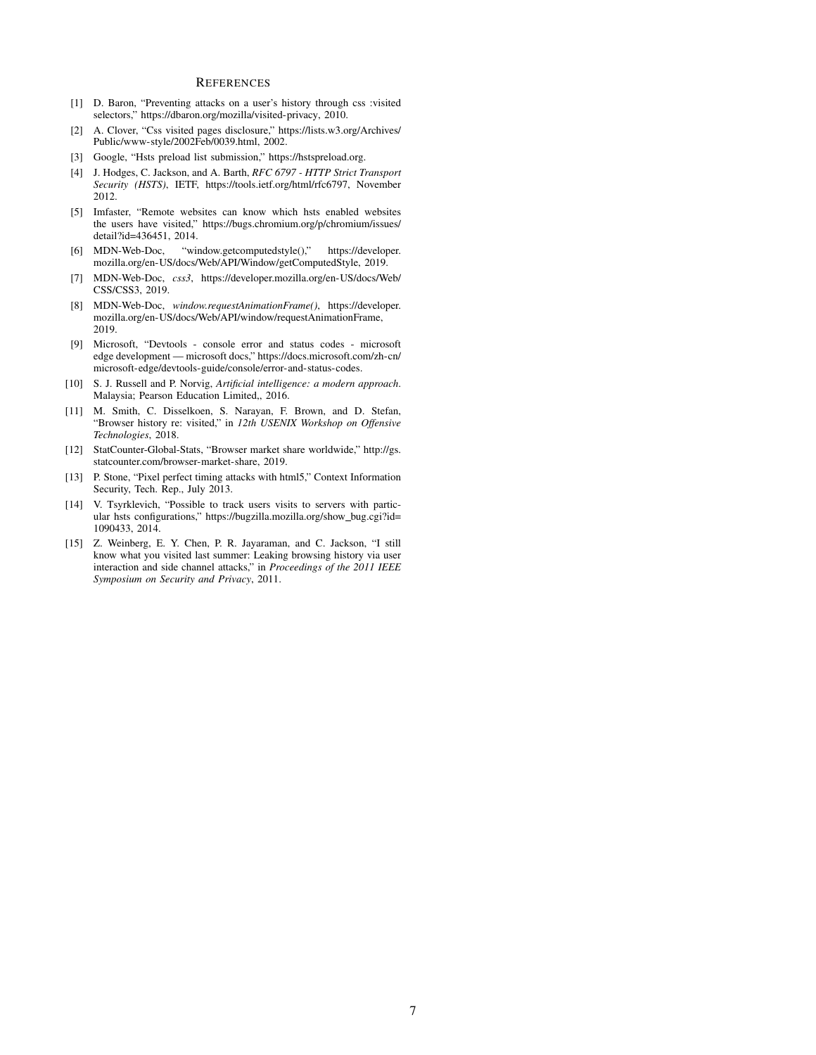## REFERENCES

[1] D. Baron, "Preventing attacks on a user's history through css :visited selectors," https://dbaron.org/mozilla/visited-privacy, 2010.

[2] A. Clover, "Css visited pages disclosure," https://lists.w3.org/Archives/Public/www-style/2002Feb/0039.html, 2002.

[3] Google, "Hsts preload list submission," https://hstspreload.org.

[4] J. Hodges, C. Jackson, and A. Barth, *RFC 6797 - HTTP Strict Transport Security (HSTS)*, IETF, https://tools.ietf.org/html/rfc6797, November 2012.

[5] Imfaster, "Remote websites can know which hsts enabled websites the users have visited," https://bugs.chromium.org/p/chromium/issues/detail?id=436451, 2014.

[6] MDN-Web-Doc, "window.getcomputedstyle()," https://developer.mozilla.org/en-US/docs/Web/API/Window/getComputedStyle, 2019.

[7] MDN-Web-Doc, *css3*, https://developer.mozilla.org/en-US/docs/Web/CSS/CSS3, 2019.

[8] MDN-Web-Doc, *window.requestAnimationFrame()*, https://developer.mozilla.org/en-US/docs/Web/API/window/requestAnimationFrame, 2019.

[9] Microsoft, "Devtools - console error and status codes - microsoft edge development — microsoft docs," https://docs.microsoft.com/zh-cn/microsoft-edge/devtools-guide/console/error-and-status-codes.

[10] S. J. Russell and P. Norvig, *Artificial intelligence: a modern approach*. Malaysia; Pearson Education Limited,, 2016.

[11] M. Smith, C. Disselkoen, S. Narayan, F. Brown, and D. Stefan, "Browser history re: visited," in *12th USENIX Workshop on Offensive Technologies*, 2018.

[12] StatCounter-Global-Stats, "Browser market share worldwide," http://gs.statcounter.com/browser-market-share, 2019.

[13] P. Stone, "Pixel perfect timing attacks with html5," Context Information Security, Tech. Rep., July 2013.

[14] V. Tsyrklevich, "Possible to track users visits to servers with particular hsts configurations," https://bugzilla.mozilla.org/show_bug.cgi?id=1090433, 2014.

[15] Z. Weinberg, E. Y. Chen, P. R. Jayaraman, and C. Jackson, "I still know what you visited last summer: Leaking browsing history via user interaction and side channel attacks," in *Proceedings of the 2011 IEEE Symposium on Security and Privacy*, 2011.